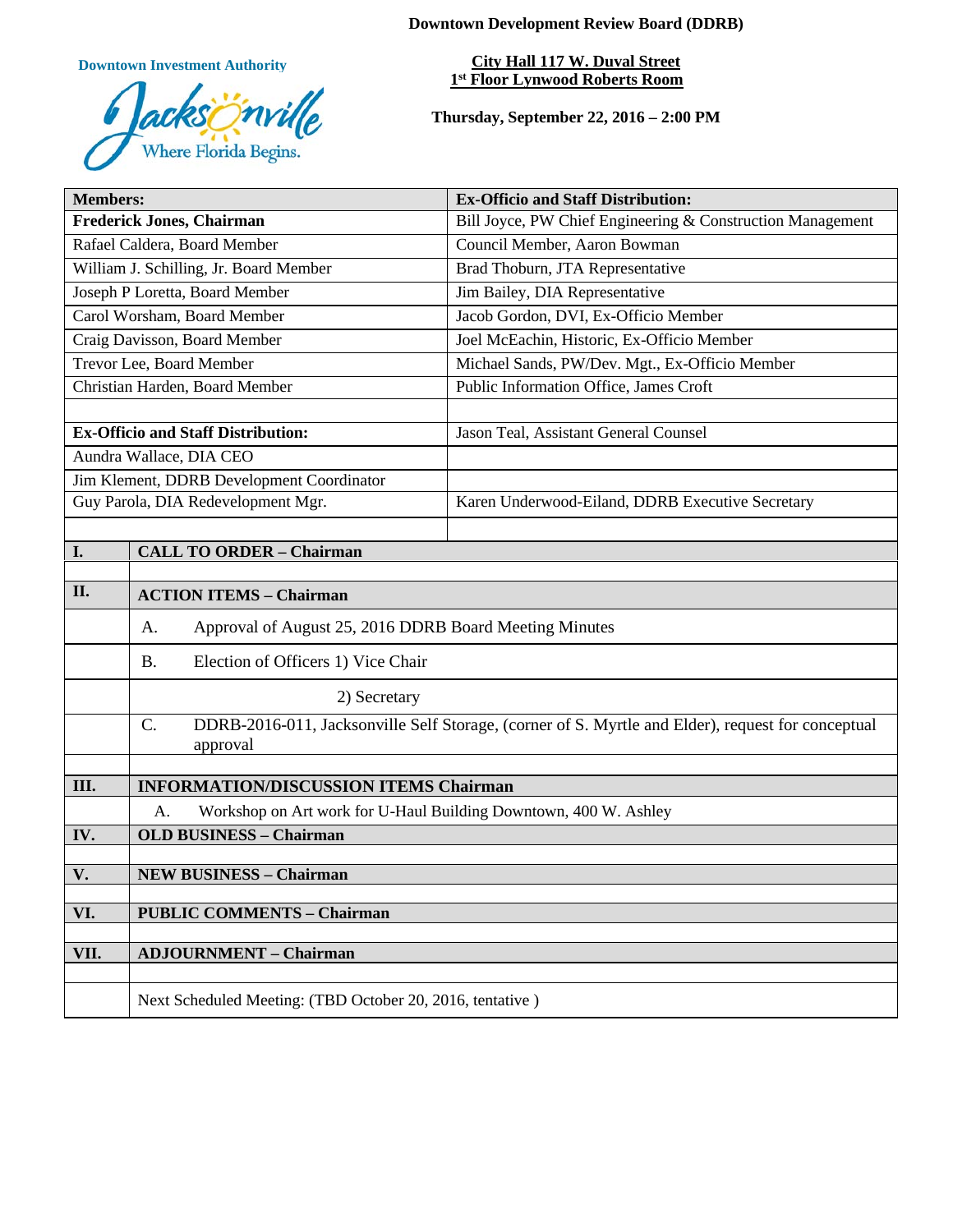**Downtown Development Review Board (DDRB)**

Downtown Investment Authority

Jacksonville — Where Florida Begins.

**City Hall 117 W. Duval Street**
**1st Floor Lynwood Roberts Room**

**Thursday, September 22, 2016 – 2:00 PM**

| **Members:** | **Ex-Officio and Staff Distribution:** |
|---|---|
| **Frederick Jones, Chairman** | Bill Joyce, PW Chief Engineering & Construction Management |
| Rafael Caldera, Board Member | Council Member, Aaron Bowman |
| William J. Schilling, Jr. Board Member | Brad Thoburn, JTA Representative |
| Joseph P Loretta, Board Member | Jim Bailey, DIA Representative |
| Carol Worsham, Board Member | Jacob Gordon, DVI, Ex-Officio Member |
| Craig Davisson, Board Member | Joel McEachin, Historic, Ex-Officio Member |
| Trevor Lee, Board Member | Michael Sands, PW/Dev. Mgt., Ex-Officio Member |
| Christian Harden, Board Member | Public Information Office, James Croft |
| | |
| **Ex-Officio and Staff Distribution:** | Jason Teal, Assistant General Counsel |
| Aundra Wallace, DIA CEO | |
| Jim Klement, DDRB Development Coordinator | |
| Guy Parola, DIA Redevelopment Mgr. | Karen Underwood-Eiland, DDRB Executive Secretary |

| | |
|---|---|
| **I.** | **CALL TO ORDER – Chairman** |
| **II.** | **ACTION ITEMS – Chairman** |
| | A. Approval of August 25, 2016 DDRB Board Meeting Minutes |
| | B. Election of Officers 1) Vice Chair |
| | 2) Secretary |
| | C. DDRB-2016-011, Jacksonville Self Storage, (corner of S. Myrtle and Elder), request for conceptual approval |
| **III.** | **INFORMATION/DISCUSSION ITEMS Chairman** |
| | A. Workshop on Art work for U-Haul Building Downtown, 400 W. Ashley |
| **IV.** | **OLD BUSINESS – Chairman** |
| **V.** | **NEW BUSINESS – Chairman** |
| **VI.** | **PUBLIC COMMENTS – Chairman** |
| **VII.** | **ADJOURNMENT – Chairman** |
| | Next Scheduled Meeting: (TBD October 20, 2016, tentative ) |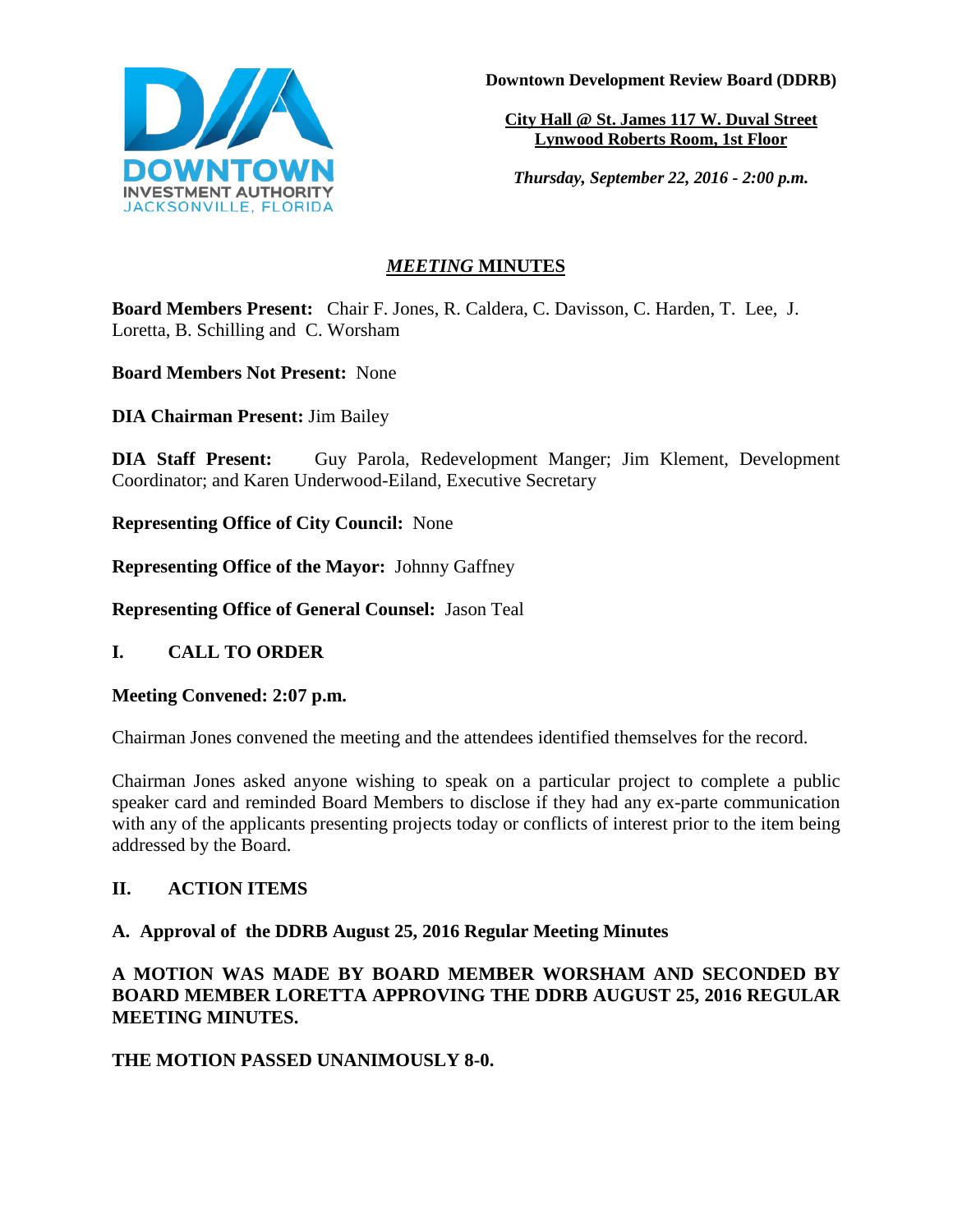**Downtown Development Review Board (DDRB)**

**City Hall @ St. James 117 W. Duval Street**
**Lynwood Roberts Room, 1st Floor**

*Thursday, September 22, 2016 - 2:00 p.m.*

# *MEETING* MINUTES

**Board Members Present:** Chair F. Jones, R. Caldera, C. Davisson, C. Harden, T. Lee, J. Loretta, B. Schilling and C. Worsham

**Board Members Not Present:** None

**DIA Chairman Present:** Jim Bailey

**DIA Staff Present:** Guy Parola, Redevelopment Manger; Jim Klement, Development Coordinator; and Karen Underwood-Eiland, Executive Secretary

**Representing Office of City Council:** None

**Representing Office of the Mayor:** Johnny Gaffney

**Representing Office of General Counsel:** Jason Teal

## I. CALL TO ORDER

**Meeting Convened: 2:07 p.m.**

Chairman Jones convened the meeting and the attendees identified themselves for the record.

Chairman Jones asked anyone wishing to speak on a particular project to complete a public speaker card and reminded Board Members to disclose if they had any ex-parte communication with any of the applicants presenting projects today or conflicts of interest prior to the item being addressed by the Board.

## II. ACTION ITEMS

### A. Approval of the DDRB August 25, 2016 Regular Meeting Minutes

**A MOTION WAS MADE BY BOARD MEMBER WORSHAM AND SECONDED BY BOARD MEMBER LORETTA APPROVING THE DDRB AUGUST 25, 2016 REGULAR MEETING MINUTES.**

**THE MOTION PASSED UNANIMOUSLY 8-0.**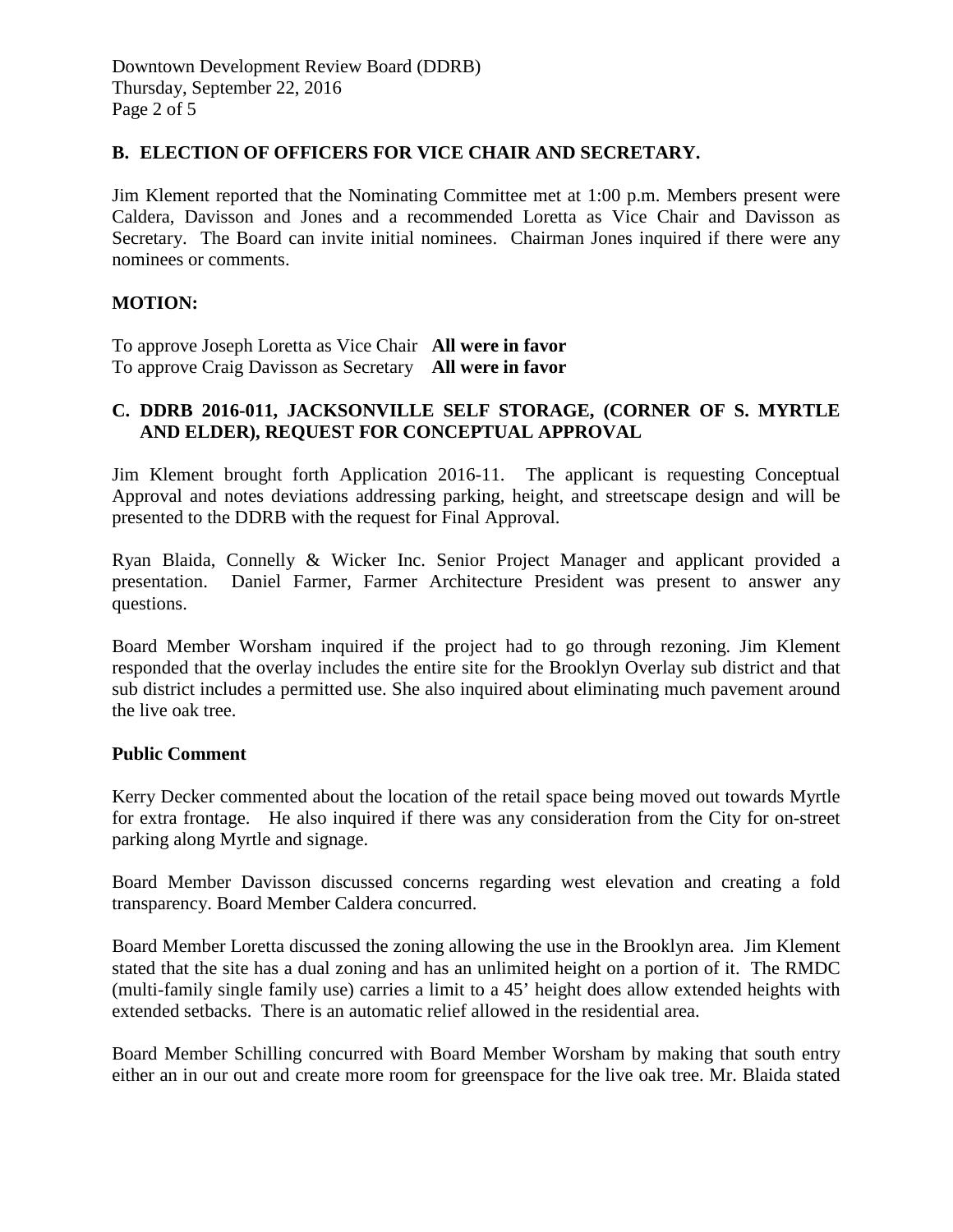## B. ELECTION OF OFFICERS FOR VICE CHAIR AND SECRETARY.

Jim Klement reported that the Nominating Committee met at 1:00 p.m. Members present were Caldera, Davisson and Jones and a recommended Loretta as Vice Chair and Davisson as Secretary. The Board can invite initial nominees. Chairman Jones inquired if there were any nominees or comments.

**MOTION:**

To approve Joseph Loretta as Vice Chair **All were in favor**
To approve Craig Davisson as Secretary **All were in favor**

## C. DDRB 2016-011, JACKSONVILLE SELF STORAGE, (CORNER OF S. MYRTLE AND ELDER), REQUEST FOR CONCEPTUAL APPROVAL

Jim Klement brought forth Application 2016-11. The applicant is requesting Conceptual Approval and notes deviations addressing parking, height, and streetscape design and will be presented to the DDRB with the request for Final Approval.

Ryan Blaida, Connelly & Wicker Inc. Senior Project Manager and applicant provided a presentation. Daniel Farmer, Farmer Architecture President was present to answer any questions.

Board Member Worsham inquired if the project had to go through rezoning. Jim Klement responded that the overlay includes the entire site for the Brooklyn Overlay sub district and that sub district includes a permitted use. She also inquired about eliminating much pavement around the live oak tree.

**Public Comment**

Kerry Decker commented about the location of the retail space being moved out towards Myrtle for extra frontage. He also inquired if there was any consideration from the City for on-street parking along Myrtle and signage.

Board Member Davisson discussed concerns regarding west elevation and creating a fold transparency. Board Member Caldera concurred.

Board Member Loretta discussed the zoning allowing the use in the Brooklyn area. Jim Klement stated that the site has a dual zoning and has an unlimited height on a portion of it. The RMDC (multi-family single family use) carries a limit to a 45' height does allow extended heights with extended setbacks. There is an automatic relief allowed in the residential area.

Board Member Schilling concurred with Board Member Worsham by making that south entry either an in our out and create more room for greenspace for the live oak tree. Mr. Blaida stated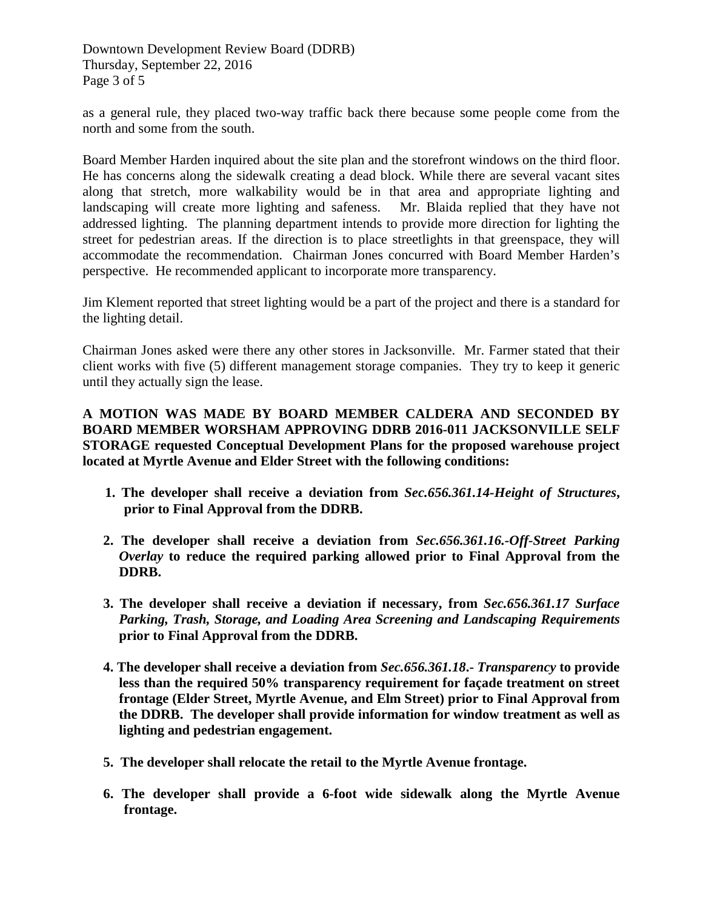as a general rule, they placed two-way traffic back there because some people come from the north and some from the south.

Board Member Harden inquired about the site plan and the storefront windows on the third floor. He has concerns along the sidewalk creating a dead block. While there are several vacant sites along that stretch, more walkability would be in that area and appropriate lighting and landscaping will create more lighting and safeness. Mr. Blaida replied that they have not addressed lighting. The planning department intends to provide more direction for lighting the street for pedestrian areas. If the direction is to place streetlights in that greenspace, they will accommodate the recommendation. Chairman Jones concurred with Board Member Harden's perspective. He recommended applicant to incorporate more transparency.

Jim Klement reported that street lighting would be a part of the project and there is a standard for the lighting detail.

Chairman Jones asked were there any other stores in Jacksonville. Mr. Farmer stated that their client works with five (5) different management storage companies. They try to keep it generic until they actually sign the lease.

**A MOTION WAS MADE BY BOARD MEMBER CALDERA AND SECONDED BY BOARD MEMBER WORSHAM APPROVING DDRB 2016-011 JACKSONVILLE SELF STORAGE requested Conceptual Development Plans for the proposed warehouse project located at Myrtle Avenue and Elder Street with the following conditions:**

1. **The developer shall receive a deviation from *Sec.656.361.14-Height of Structures*, prior to Final Approval from the DDRB.**

2. **The developer shall receive a deviation from *Sec.656.361.16.-Off-Street Parking Overlay* to reduce the required parking allowed prior to Final Approval from the DDRB.**

3. **The developer shall receive a deviation if necessary, from *Sec.656.361.17 Surface Parking, Trash, Storage, and Loading Area Screening and Landscaping Requirements* prior to Final Approval from the DDRB.**

4. **The developer shall receive a deviation from *Sec.656.361.18.- Transparency* to provide less than the required 50% transparency requirement for façade treatment on street frontage (Elder Street, Myrtle Avenue, and Elm Street) prior to Final Approval from the DDRB. The developer shall provide information for window treatment as well as lighting and pedestrian engagement.**

5. **The developer shall relocate the retail to the Myrtle Avenue frontage.**

6. **The developer shall provide a 6-foot wide sidewalk along the Myrtle Avenue frontage.**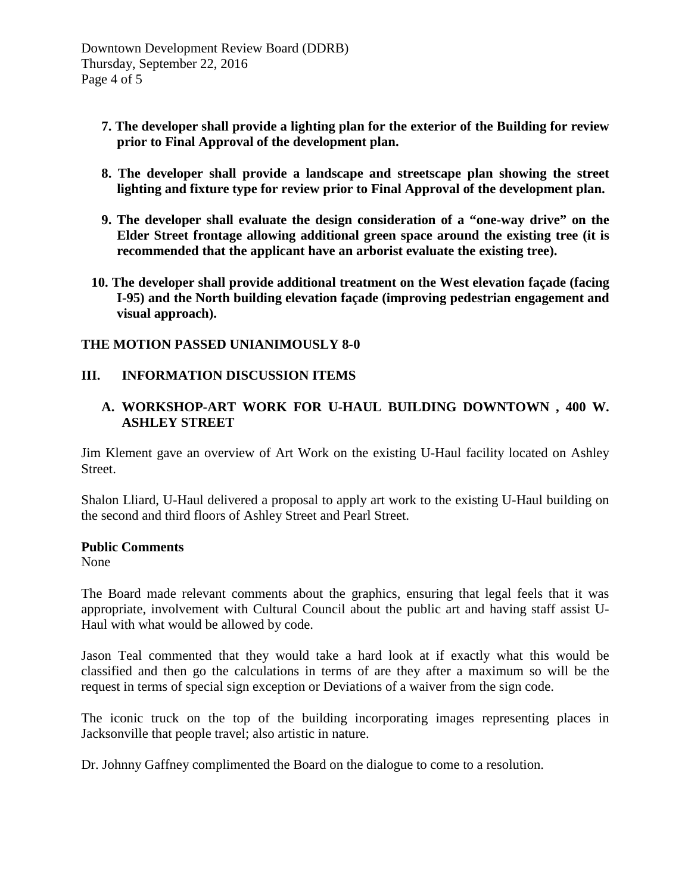**7. The developer shall provide a lighting plan for the exterior of the Building for review prior to Final Approval of the development plan.**

**8. The developer shall provide a landscape and streetscape plan showing the street lighting and fixture type for review prior to Final Approval of the development plan.**

**9. The developer shall evaluate the design consideration of a "one-way drive" on the Elder Street frontage allowing additional green space around the existing tree (it is recommended that the applicant have an arborist evaluate the existing tree).**

**10. The developer shall provide additional treatment on the West elevation façade (facing I-95) and the North building elevation façade (improving pedestrian engagement and visual approach).**

**THE MOTION PASSED UNIANIMOUSLY 8-0**

## III. INFORMATION DISCUSSION ITEMS

### A. WORKSHOP-ART WORK FOR U-HAUL BUILDING DOWNTOWN , 400 W. ASHLEY STREET

Jim Klement gave an overview of Art Work on the existing U-Haul facility located on Ashley Street.

Shalon Lliard, U-Haul delivered a proposal to apply art work to the existing U-Haul building on the second and third floors of Ashley Street and Pearl Street.

**Public Comments**
None

The Board made relevant comments about the graphics, ensuring that legal feels that it was appropriate, involvement with Cultural Council about the public art and having staff assist U-Haul with what would be allowed by code.

Jason Teal commented that they would take a hard look at if exactly what this would be classified and then go the calculations in terms of are they after a maximum so will be the request in terms of special sign exception or Deviations of a waiver from the sign code.

The iconic truck on the top of the building incorporating images representing places in Jacksonville that people travel; also artistic in nature.

Dr. Johnny Gaffney complimented the Board on the dialogue to come to a resolution.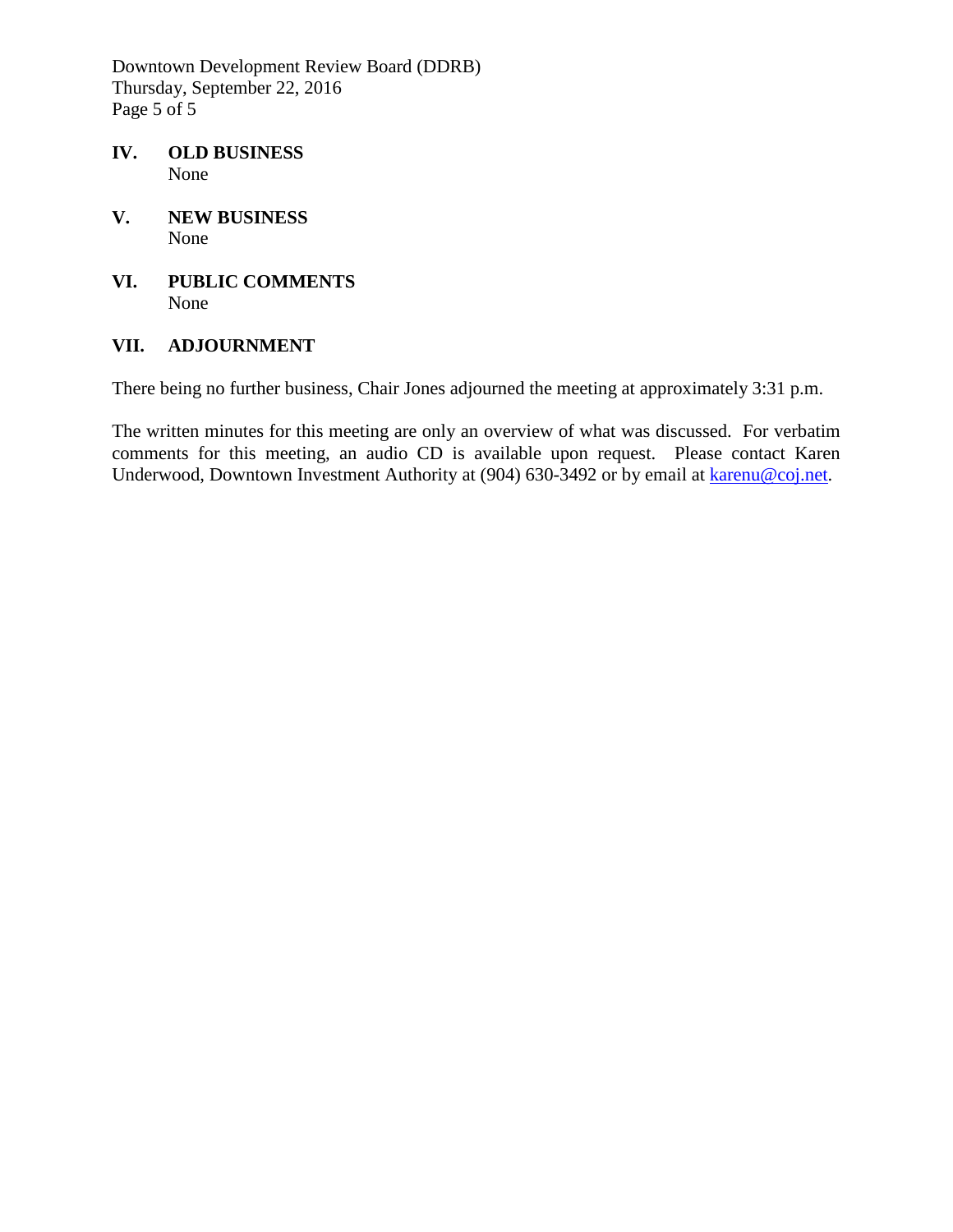## IV. OLD BUSINESS

None

## V. NEW BUSINESS

None

## VI. PUBLIC COMMENTS

None

## VII. ADJOURNMENT

There being no further business, Chair Jones adjourned the meeting at approximately 3:31 p.m.

The written minutes for this meeting are only an overview of what was discussed. For verbatim comments for this meeting, an audio CD is available upon request. Please contact Karen Underwood, Downtown Investment Authority at (904) 630-3492 or by email at karenu@coj.net.